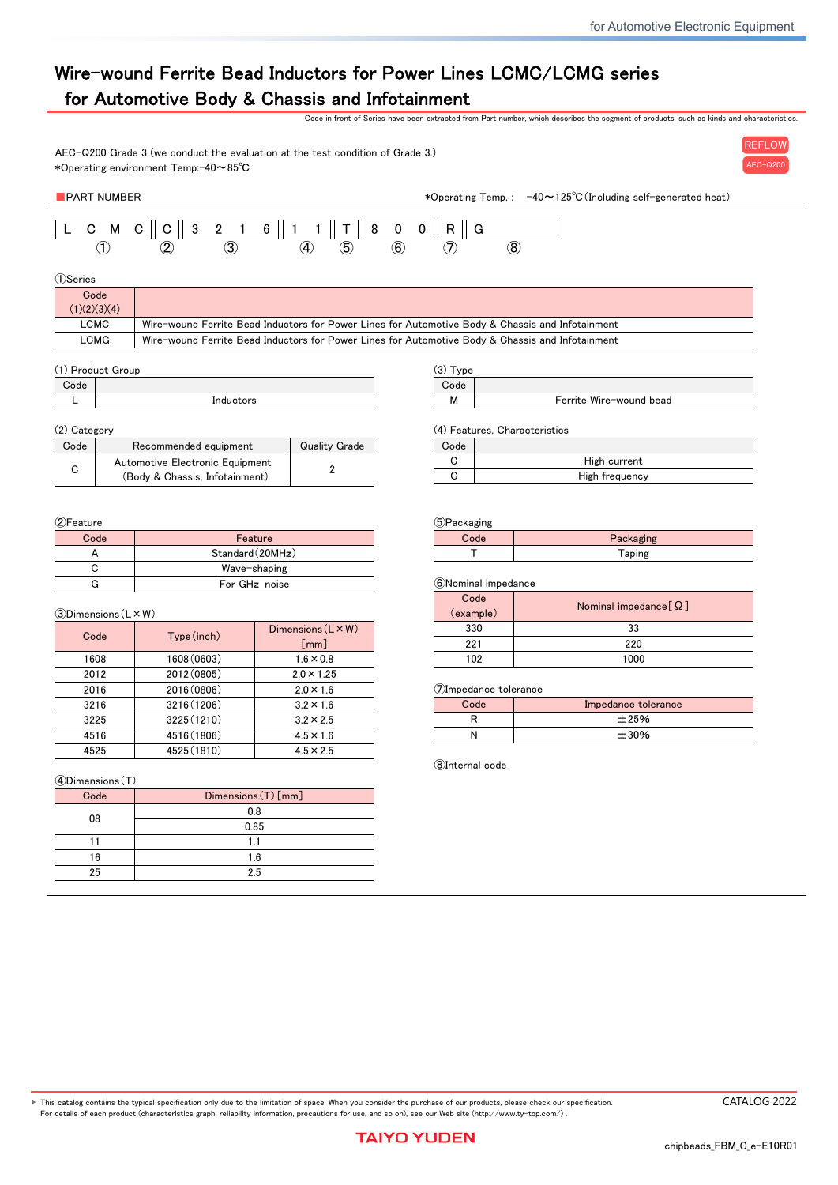# Wire-wound Ferrite Bead Inductors for Power Lines LCMC/LCMG series
## for Automotive Body & Chassis and Infotainment

Code in front of Series have been extracted from Part number, which describes the segment of products, such as kinds and characteristics.

AEC-Q200 Grade 3 (we conduct the evaluation at the test condition of Grade 3.)
*Operating environment Temp:-40～85℃

REFLOW
AEC-Q200

■PART NUMBER

*Operating Temp. : -40～125℃(Including self-generated heat)

| L | C | M | C | C | 3 | 2 | 1 | 6 | 1 | 1 | T | 8 | 0 | 0 | R | G |
|---|---|---|---|---|---|---|---|---|---|---|---|---|---|---|---|---|
| ① | | | | ② | ③ | | | | ④ | | ⑤ | ⑥ | | | ⑦ | ⑧ |

①Series

| Code (1)(2)(3)(4) | |
|---|---|
| LCMC | Wire-wound Ferrite Bead Inductors for Power Lines for Automotive Body & Chassis and Infotainment |
| LCMG | Wire-wound Ferrite Bead Inductors for Power Lines for Automotive Body & Chassis and Infotainment |

(1) Product Group

| Code | |
|---|---|
| L | Inductors |

(2) Category

| Code | Recommended equipment | Quality Grade |
|---|---|---|
| C | Automotive Electronic Equipment (Body & Chassis, Infotainment) | 2 |

(3) Type

| Code | |
|---|---|
| M | Ferrite Wire-wound bead |

(4) Features, Characteristics

| Code | |
|---|---|
| C | High current |
| G | High frequency |

②Feature

| Code | Feature |
|---|---|
| A | Standard(20MHz) |
| C | Wave-shaping |
| G | For GHz noise |

③Dimensions(L×W)

| Code | Type(inch) | Dimensions(L×W) [mm] |
|---|---|---|
| 1608 | 1608(0603) | 1.6×0.8 |
| 2012 | 2012(0805) | 2.0×1.25 |
| 2016 | 2016(0806) | 2.0×1.6 |
| 3216 | 3216(1206) | 3.2×1.6 |
| 3225 | 3225(1210) | 3.2×2.5 |
| 4516 | 4516(1806) | 4.5×1.6 |
| 4525 | 4525(1810) | 4.5×2.5 |

④Dimensions(T)

| Code | Dimensions(T)[mm] |
|---|---|
| 08 | 0.8 |
| | 0.85 |
| 11 | 1.1 |
| 16 | 1.6 |
| 25 | 2.5 |

⑤Packaging

| Code | Packaging |
|---|---|
| T | Taping |

⑥Nominal impedance

| Code (example) | Nominal impedance[Ω] |
|---|---|
| 330 | 33 |
| 221 | 220 |
| 102 | 1000 |

⑦Impedance tolerance

| Code | Impedance tolerance |
|---|---|
| R | ±25% |
| N | ±30% |

⑧Internal code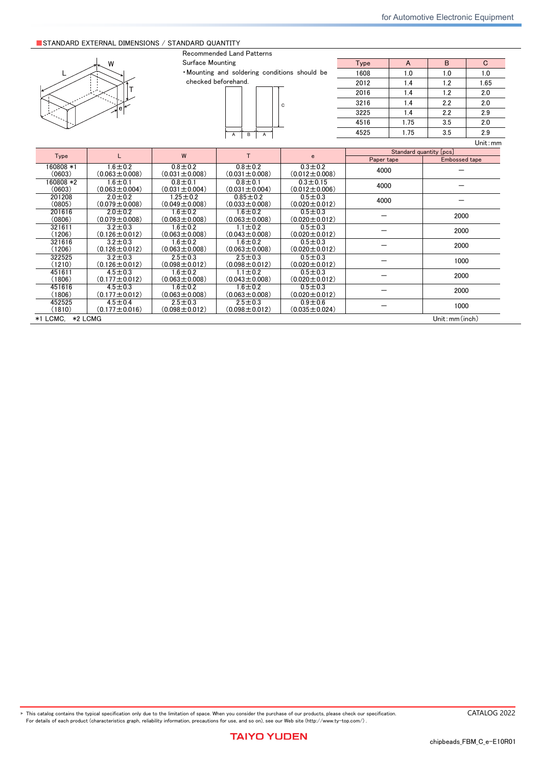## ■STANDARD EXTERNAL DIMENSIONS / STANDARD QUANTITY

Recommended Land Patterns

Surface Mounting

・Mounting and soldering conditions should be checked beforehand.

| Type | A | B | C |
|---|---|---|---|
| 1608 | 1.0 | 1.0 | 1.0 |
| 2012 | 1.4 | 1.2 | 1.65 |
| 2016 | 1.4 | 1.2 | 2.0 |
| 3216 | 1.4 | 2.2 | 2.0 |
| 3225 | 1.4 | 2.2 | 2.9 |
| 4516 | 1.75 | 3.5 | 2.0 |
| 4525 | 1.75 | 3.5 | 2.9 |

Unit：mm

| Type | L | W | T | e | Standard quantity [pcs] | |
|---|---|---|---|---|---|---|
| | | | | | Paper tape | Embossed tape |
| 160808 *1 (0603) | 1.6±0.2 (0.063±0.008) | 0.8±0.2 (0.031±0.008) | 0.8±0.2 (0.031±0.008) | 0.3±0.2 (0.012±0.008) | 4000 | ― |
| 160808 *2 (0603) | 1.6±0.1 (0.063±0.004) | 0.8±0.1 (0.031±0.004) | 0.8±0.1 (0.031±0.004) | 0.3±0.15 (0.012±0.006) | 4000 | ― |
| 201208 (0805) | 2.0±0.2 (0.079±0.008) | 1.25±0.2 (0.049±0.008) | 0.85±0.2 (0.033±0.008) | 0.5±0.3 (0.020±0.012) | 4000 | ― |
| 201616 (0806) | 2.0±0.2 (0.079±0.008) | 1.6±0.2 (0.063±0.008) | 1.6±0.2 (0.063±0.008) | 0.5±0.3 (0.020±0.012) | ― | 2000 |
| 321611 (1206) | 3.2±0.3 (0.126±0.012) | 1.6±0.2 (0.063±0.008) | 1.1±0.2 (0.043±0.008) | 0.5±0.3 (0.020±0.012) | ― | 2000 |
| 321616 (1206) | 3.2±0.3 (0.126±0.012) | 1.6±0.2 (0.063±0.008) | 1.6±0.2 (0.063±0.008) | 0.5±0.3 (0.020±0.012) | ― | 2000 |
| 322525 (1210) | 3.2±0.3 (0.126±0.012) | 2.5±0.3 (0.098±0.012) | 2.5±0.3 (0.098±0.012) | 0.5±0.3 (0.020±0.012) | ― | 1000 |
| 451611 (1806) | 4.5±0.3 (0.177±0.012) | 1.6±0.2 (0.063±0.008) | 1.1±0.2 (0.043±0.008) | 0.5±0.3 (0.020±0.012) | ― | 2000 |
| 451616 (1806) | 4.5±0.3 (0.177±0.012) | 1.6±0.2 (0.063±0.008) | 1.6±0.2 (0.063±0.008) | 0.5±0.3 (0.020±0.012) | ― | 2000 |
| 452525 (1810) | 4.5±0.4 (0.177±0.016) | 2.5±0.3 (0.098±0.012) | 2.5±0.3 (0.098±0.012) | 0.9±0.6 (0.035±0.024) | ― | 1000 |

*1 LCMC,　*2 LCMG

Unit：mm（inch）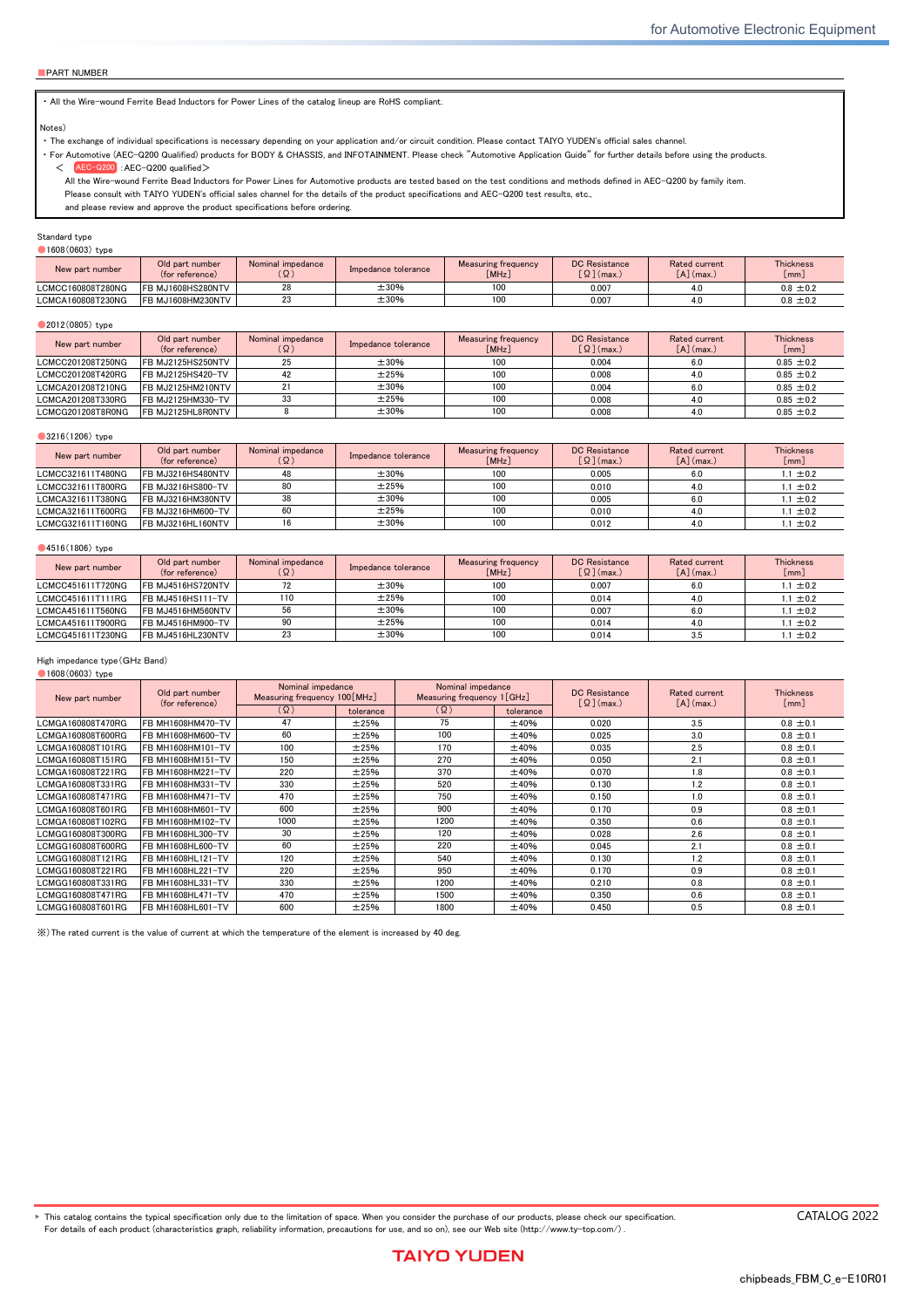■PART NUMBER

- All the Wire-wound Ferrite Bead Inductors for Power Lines of the catalog lineup are RoHS compliant.

Notes)

- The exchange of individual specifications is necessary depending on your application and/or circuit condition. Please contact TAIYO YUDEN's official sales channel.
- For Automotive (AEC-Q200 Qualified) products for BODY & CHASSIS, and INFOTAINMENT. Please check "Automotive Application Guide" for further details before using the products.

< AEC-Q200 :AEC-Q200 qualified>

All the Wire-wound Ferrite Bead Inductors for Power Lines for Automotive products are tested based on the test conditions and methods defined in AEC-Q200 by family item.
Please consult with TAIYO YUDEN's official sales channel for the details of the product specifications and AEC-Q200 test results, etc.,
and please review and approve the product specifications before ordering.

Standard type

●1608(0603) type

| New part number | Old part number (for reference) | Nominal impedance (Ω) | Impedance tolerance | Measuring frequency [MHz] | DC Resistance [Ω] (max.) | Rated current [A] (max.) | Thickness [mm] |
|---|---|---|---|---|---|---|---|
| LCMCC160808T280NG | FB MJ1608HS280NTV | 28 | ±30% | 100 | 0.007 | 4.0 | 0.8 ±0.2 |
| LCMCA160808T230NG | FB MJ1608HM230NTV | 23 | ±30% | 100 | 0.007 | 4.0 | 0.8 ±0.2 |

●2012(0805) type

| New part number | Old part number (for reference) | Nominal impedance (Ω) | Impedance tolerance | Measuring frequency [MHz] | DC Resistance [Ω] (max.) | Rated current [A] (max.) | Thickness [mm] |
|---|---|---|---|---|---|---|---|
| LCMCC201208T250NG | FB MJ2125HS250NTV | 25 | ±30% | 100 | 0.004 | 6.0 | 0.85 ±0.2 |
| LCMCC201208T420RG | FB MJ2125HS420-TV | 42 | ±25% | 100 | 0.008 | 4.0 | 0.85 ±0.2 |
| LCMCA201208T210NG | FB MJ2125HM210NTV | 21 | ±30% | 100 | 0.004 | 6.0 | 0.85 ±0.2 |
| LCMCA201208T330RG | FB MJ2125HM330-TV | 33 | ±25% | 100 | 0.008 | 4.0 | 0.85 ±0.2 |
| LCMCG201208T8R0NG | FB MJ2125HL8R0NTV | 8 | ±30% | 100 | 0.008 | 4.0 | 0.85 ±0.2 |

●3216(1206) type

| New part number | Old part number (for reference) | Nominal impedance (Ω) | Impedance tolerance | Measuring frequency [MHz] | DC Resistance [Ω] (max.) | Rated current [A] (max.) | Thickness [mm] |
|---|---|---|---|---|---|---|---|
| LCMCC321611T480NG | FB MJ3216HS480NTV | 48 | ±30% | 100 | 0.005 | 6.0 | 1.1 ±0.2 |
| LCMCC321611T800RG | FB MJ3216HS800-TV | 80 | ±25% | 100 | 0.010 | 4.0 | 1.1 ±0.2 |
| LCMCA321611T380NG | FB MJ3216HM380NTV | 38 | ±30% | 100 | 0.005 | 6.0 | 1.1 ±0.2 |
| LCMCA321611T600RG | FB MJ3216HM600-TV | 60 | ±25% | 100 | 0.010 | 4.0 | 1.1 ±0.2 |
| LCMCG321611T160NG | FB MJ3216HL160NTV | 16 | ±30% | 100 | 0.012 | 4.0 | 1.1 ±0.2 |

●4516(1806) type

| New part number | Old part number (for reference) | Nominal impedance (Ω) | Impedance tolerance | Measuring frequency [MHz] | DC Resistance [Ω] (max.) | Rated current [A] (max.) | Thickness [mm] |
|---|---|---|---|---|---|---|---|
| LCMCC451611T720NG | FB MJ4516HS720NTV | 72 | ±30% | 100 | 0.007 | 6.0 | 1.1 ±0.2 |
| LCMCC451611T111RG | FB MJ4516HS111-TV | 110 | ±25% | 100 | 0.014 | 4.0 | 1.1 ±0.2 |
| LCMCA451611T560NG | FB MJ4516HM560NTV | 56 | ±30% | 100 | 0.007 | 6.0 | 1.1 ±0.2 |
| LCMCA451611T900RG | FB MJ4516HM900-TV | 90 | ±25% | 100 | 0.014 | 4.0 | 1.1 ±0.2 |
| LCMCG451611T230NG | FB MJ4516HL230NTV | 23 | ±30% | 100 | 0.014 | 3.5 | 1.1 ±0.2 |

High impedance type (GHz Band)

●1608(0603) type

| New part number | Old part number (for reference) | Nominal impedance Measuring frequency 100[MHz] | | Nominal impedance Measuring frequency 1[GHz] | | DC Resistance [Ω] (max.) | Rated current [A] (max.) | Thickness [mm] |
|---|---|---|---|---|---|---|---|---|
| | | (Ω) | tolerance | (Ω) | tolerance | | | |
| LCMGA160808T470RG | FB MH1608HM470-TV | 47 | ±25% | 75 | ±40% | 0.020 | 3.5 | 0.8 ±0.1 |
| LCMGA160808T600RG | FB MH1608HM600-TV | 60 | ±25% | 100 | ±40% | 0.025 | 3.0 | 0.8 ±0.1 |
| LCMGA160808T101RG | FB MH1608HM101-TV | 100 | ±25% | 170 | ±40% | 0.035 | 2.5 | 0.8 ±0.1 |
| LCMGA160808T151RG | FB MH1608HM151-TV | 150 | ±25% | 270 | ±40% | 0.050 | 2.1 | 0.8 ±0.1 |
| LCMGA160808T221RG | FB MH1608HM221-TV | 220 | ±25% | 370 | ±40% | 0.070 | 1.8 | 0.8 ±0.1 |
| LCMGA160808T331RG | FB MH1608HM331-TV | 330 | ±25% | 520 | ±40% | 0.130 | 1.2 | 0.8 ±0.1 |
| LCMGA160808T471RG | FB MH1608HM471-TV | 470 | ±25% | 750 | ±40% | 0.150 | 1.0 | 0.8 ±0.1 |
| LCMGA160808T601RG | FB MH1608HM601-TV | 600 | ±25% | 900 | ±40% | 0.170 | 0.9 | 0.8 ±0.1 |
| LCMGA160808T102RG | FB MH1608HM102-TV | 1000 | ±25% | 1200 | ±40% | 0.350 | 0.6 | 0.8 ±0.1 |
| LCMGG160808T300RG | FB MH1608HL300-TV | 30 | ±25% | 120 | ±40% | 0.028 | 2.6 | 0.8 ±0.1 |
| LCMGG160808T600RG | FB MH1608HL600-TV | 60 | ±25% | 220 | ±40% | 0.045 | 2.1 | 0.8 ±0.1 |
| LCMGG160808T121RG | FB MH1608HL121-TV | 120 | ±25% | 540 | ±40% | 0.130 | 1.2 | 0.8 ±0.1 |
| LCMGG160808T221RG | FB MH1608HL221-TV | 220 | ±25% | 950 | ±40% | 0.170 | 0.9 | 0.8 ±0.1 |
| LCMGG160808T331RG | FB MH1608HL331-TV | 330 | ±25% | 1200 | ±40% | 0.210 | 0.8 | 0.8 ±0.1 |
| LCMGG160808T471RG | FB MH1608HL471-TV | 470 | ±25% | 1500 | ±40% | 0.350 | 0.6 | 0.8 ±0.1 |
| LCMGG160808T601RG | FB MH1608HL601-TV | 600 | ±25% | 1800 | ±40% | 0.450 | 0.5 | 0.8 ±0.1 |

※) The rated current is the value of current at which the temperature of the element is increased by 40 deg.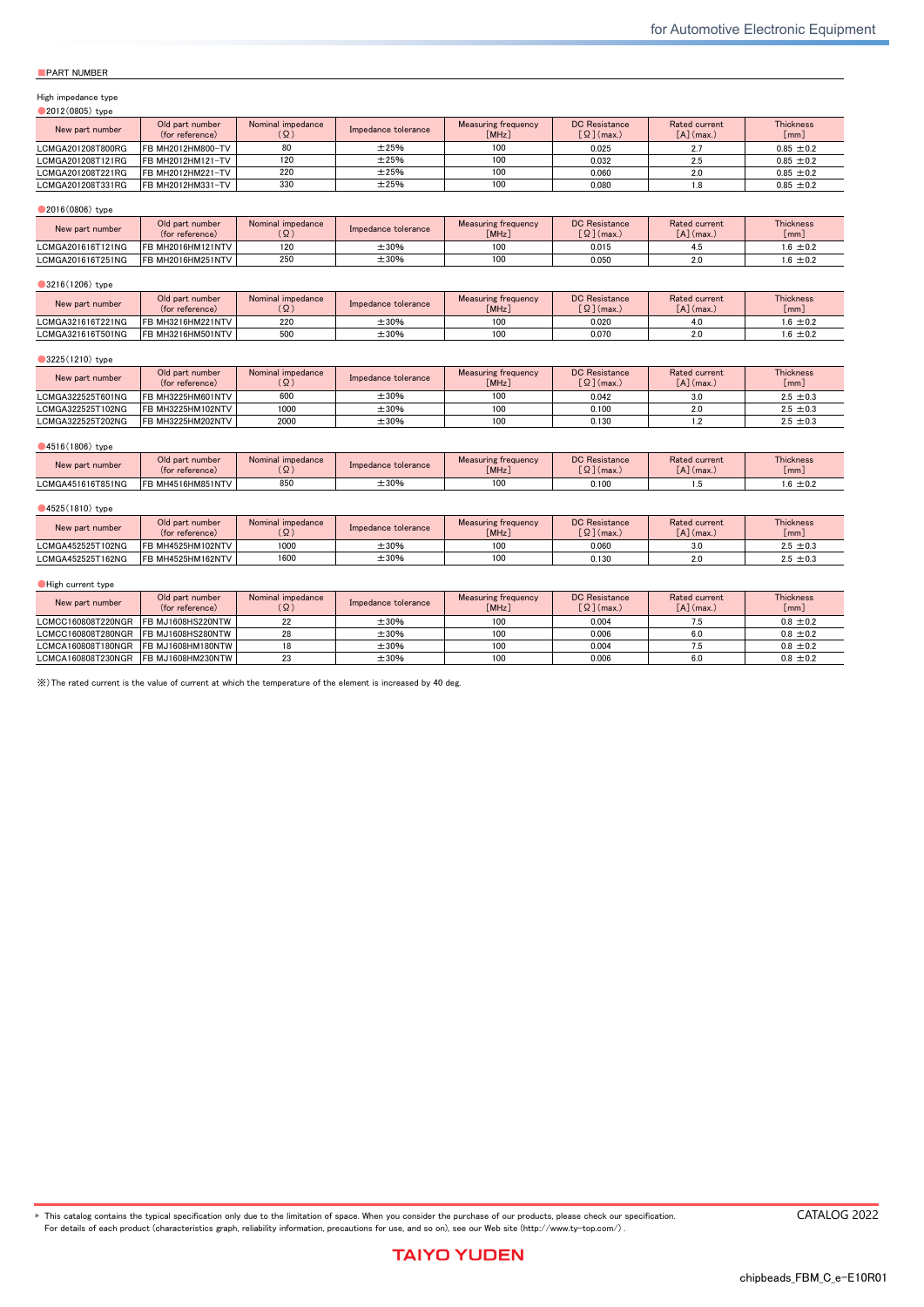## PART NUMBER

High impedance type

### 2012(0805) type

| New part number | Old part number (for reference) | Nominal impedance (Ω) | Impedance tolerance | Measuring frequency [MHz] | DC Resistance [Ω] (max.) | Rated current [A] (max.) | Thickness [mm] |
|---|---|---|---|---|---|---|---|
| LCMGA201208T800RG | FB MH2012HM800-TV | 80 | ±25% | 100 | 0.025 | 2.7 | 0.85 ±0.2 |
| LCMGA201208T121RG | FB MH2012HM121-TV | 120 | ±25% | 100 | 0.032 | 2.5 | 0.85 ±0.2 |
| LCMGA201208T221RG | FB MH2012HM221-TV | 220 | ±25% | 100 | 0.060 | 2.0 | 0.85 ±0.2 |
| LCMGA201208T331RG | FB MH2012HM331-TV | 330 | ±25% | 100 | 0.080 | 1.8 | 0.85 ±0.2 |

### 2016(0806) type

| New part number | Old part number (for reference) | Nominal impedance (Ω) | Impedance tolerance | Measuring frequency [MHz] | DC Resistance [Ω] (max.) | Rated current [A] (max.) | Thickness [mm] |
|---|---|---|---|---|---|---|---|
| LCMGA201616T121NG | FB MH2016HM121NTV | 120 | ±30% | 100 | 0.015 | 4.5 | 1.6 ±0.2 |
| LCMGA201616T251NG | FB MH2016HM251NTV | 250 | ±30% | 100 | 0.050 | 2.0 | 1.6 ±0.2 |

### 3216(1206) type

| New part number | Old part number (for reference) | Nominal impedance (Ω) | Impedance tolerance | Measuring frequency [MHz] | DC Resistance [Ω] (max.) | Rated current [A] (max.) | Thickness [mm] |
|---|---|---|---|---|---|---|---|
| LCMGA321616T221NG | FB MH3216HM221NTV | 220 | ±30% | 100 | 0.020 | 4.0 | 1.6 ±0.2 |
| LCMGA321616T501NG | FB MH3216HM501NTV | 500 | ±30% | 100 | 0.070 | 2.0 | 1.6 ±0.2 |

### 3225(1210) type

| New part number | Old part number (for reference) | Nominal impedance (Ω) | Impedance tolerance | Measuring frequency [MHz] | DC Resistance [Ω] (max.) | Rated current [A] (max.) | Thickness [mm] |
|---|---|---|---|---|---|---|---|
| LCMGA322525T601NG | FB MH3225HM601NTV | 600 | ±30% | 100 | 0.042 | 3.0 | 2.5 ±0.3 |
| LCMGA322525T102NG | FB MH3225HM102NTV | 1000 | ±30% | 100 | 0.100 | 2.0 | 2.5 ±0.3 |
| LCMGA322525T202NG | FB MH3225HM202NTV | 2000 | ±30% | 100 | 0.130 | 1.2 | 2.5 ±0.3 |

### 4516(1806) type

| New part number | Old part number (for reference) | Nominal impedance (Ω) | Impedance tolerance | Measuring frequency [MHz] | DC Resistance [Ω] (max.) | Rated current [A] (max.) | Thickness [mm] |
|---|---|---|---|---|---|---|---|
| LCMGA451616T851NG | FB MH4516HM851NTV | 850 | ±30% | 100 | 0.100 | 1.5 | 1.6 ±0.2 |

### 4525(1810) type

| New part number | Old part number (for reference) | Nominal impedance (Ω) | Impedance tolerance | Measuring frequency [MHz] | DC Resistance [Ω] (max.) | Rated current [A] (max.) | Thickness [mm] |
|---|---|---|---|---|---|---|---|
| LCMGA452525T102NG | FB MH4525HM102NTV | 1000 | ±30% | 100 | 0.060 | 3.0 | 2.5 ±0.3 |
| LCMGA452525T162NG | FB MH4525HM162NTV | 1600 | ±30% | 100 | 0.130 | 2.0 | 2.5 ±0.3 |

### High current type

| New part number | Old part number (for reference) | Nominal impedance (Ω) | Impedance tolerance | Measuring frequency [MHz] | DC Resistance [Ω] (max.) | Rated current [A] (max.) | Thickness [mm] |
|---|---|---|---|---|---|---|---|
| LCMCC160808T220NGR | FB MJ1608HS220NTW | 22 | ±30% | 100 | 0.004 | 7.5 | 0.8 ±0.2 |
| LCMCC160808T280NGR | FB MJ1608HS280NTW | 28 | ±30% | 100 | 0.006 | 6.0 | 0.8 ±0.2 |
| LCMCA160808T180NGR | FB MJ1608HM180NTW | 18 | ±30% | 100 | 0.004 | 7.5 | 0.8 ±0.2 |
| LCMCA160808T230NGR | FB MJ1608HM230NTW | 23 | ±30% | 100 | 0.006 | 6.0 | 0.8 ±0.2 |

※) The rated current is the value of current at which the temperature of the element is increased by 40 deg.

▶ This catalog contains the typical specification only due to the limitation of space. When you consider the purchase of our products, please check our specification. For details of each product (characteristics graph, reliability information, precautions for use, and so on), see our Web site (http://www.ty-top.com/) .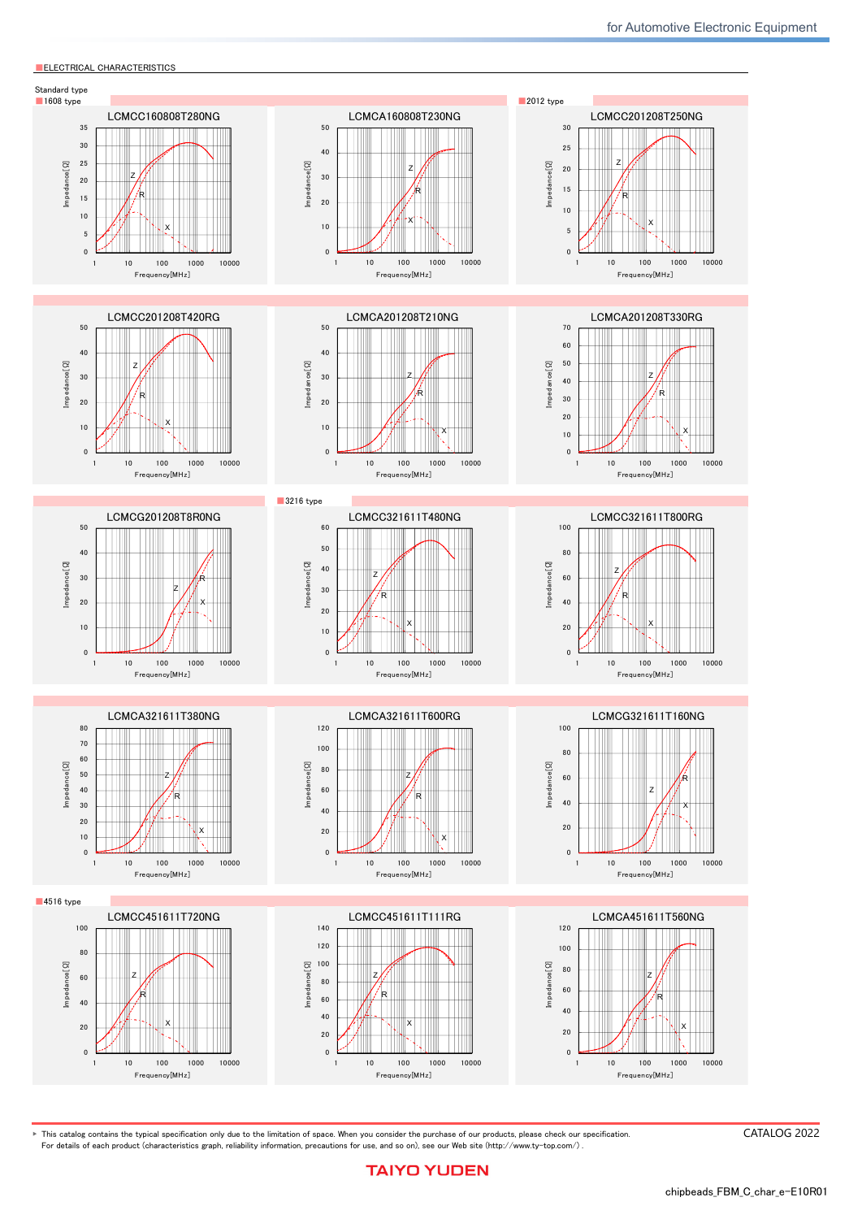## ■ELECTRICAL CHARACTERISTICS

Standard type

■1608 type

LCMCC160808T280NG

LCMCA160808T230NG

■2012 type

LCMCC201208T250NG

LCMCC201208T420RG

LCMCA201208T210NG

LCMCA201208T330RG

LCMCG201208T8R0NG

■3216 type

LCMCC321611T480NG

LCMCC321611T800RG

LCMCA321611T380NG

LCMCA321611T600RG

LCMCG321611T160NG

■4516 type

LCMCC451611T720NG

LCMCC451611T111RG

LCMCA451611T560NG

▸ This catalog contains the typical specification only due to the limitation of space. When you consider the purchase of our products, please check our specification.
For details of each product (characteristics graph, reliability information, precautions for use, and so on), see our Web site (http://www.ty-top.com/) .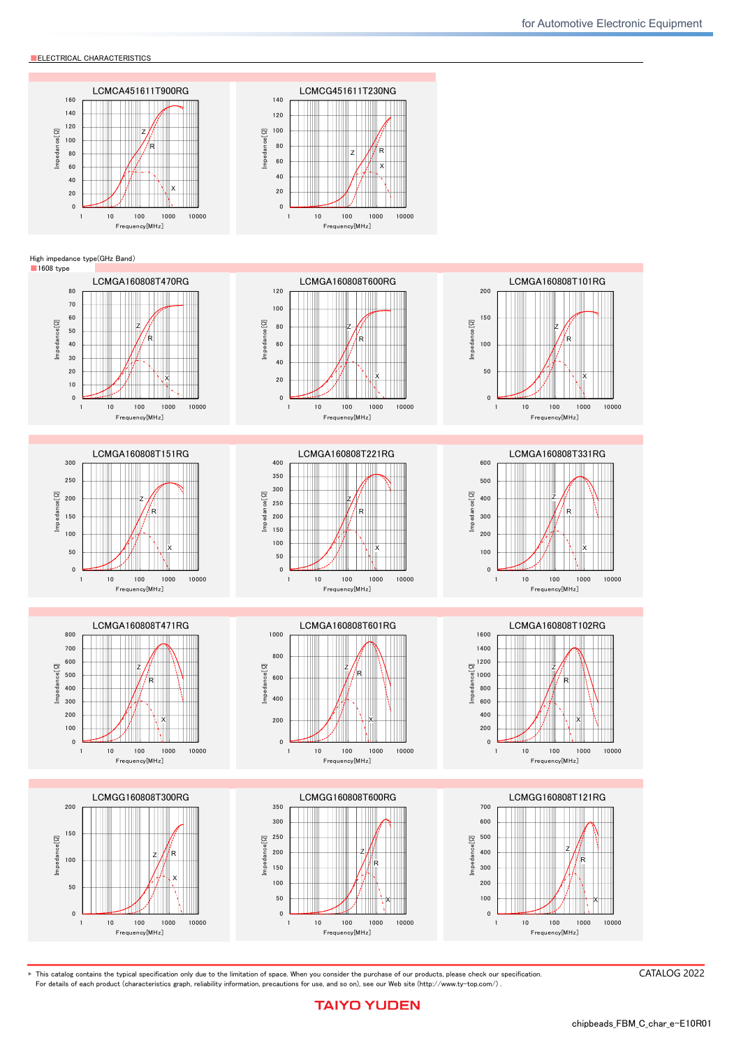## ELECTRICAL CHARACTERISTICS

LCMCA451611T900RG

LCMCG451611T230NG

High impedance type(GHz Band)

### 1608 type

LCMGA160808T470RG

LCMGA160808T600RG

LCMGA160808T101RG

LCMGA160808T151RG

LCMGA160808T221RG

LCMGA160808T331RG

LCMGA160808T471RG

LCMGA160808T601RG

LCMGA160808T102RG

LCMGG160808T300RG

LCMGG160808T600RG

LCMGG160808T121RG

‣ This catalog contains the typical specification only due to the limitation of space. When you consider the purchase of our products, please check our specification.
For details of each product (characteristics graph, reliability information, precautions for use, and so on), see our Web site (http://www.ty-top.com/) .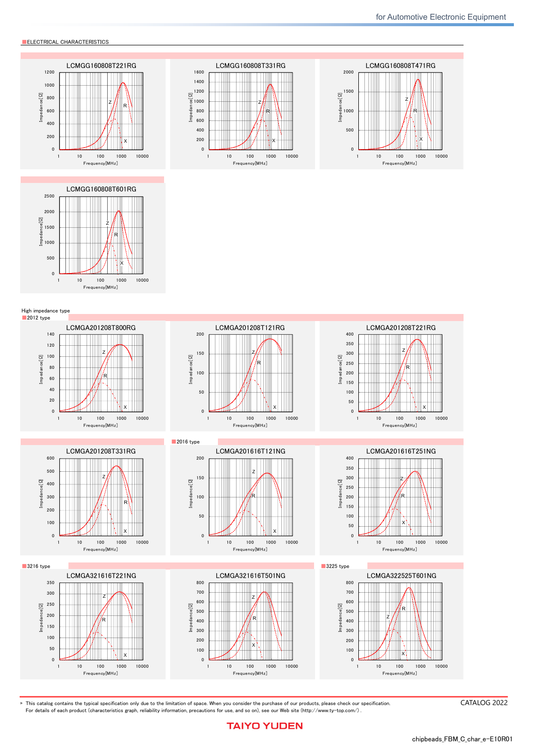■ELECTRICAL CHARACTERISTICS

LCMGG160808T221RG

LCMGG160808T331RG

LCMGG160808T471RG

LCMGG160808T601RG

High impedance type

■2012 type

LCMGA201208T800RG

LCMGA201208T121RG

LCMGA201208T221RG

LCMGA201208T331RG

■2016 type

LCMGA201616T121NG

LCMGA201616T251NG

■3216 type

LCMGA321616T221NG

LCMGA321616T501NG

■3225 type

LCMGA322525T601NG

▶ This catalog contains the typical specification only due to the limitation of space. When you consider the purchase of our products, please check our specification.
For details of each product (characteristics graph, reliability information, precautions for use, and so on), see our Web site (http://www.ty-top.com/) .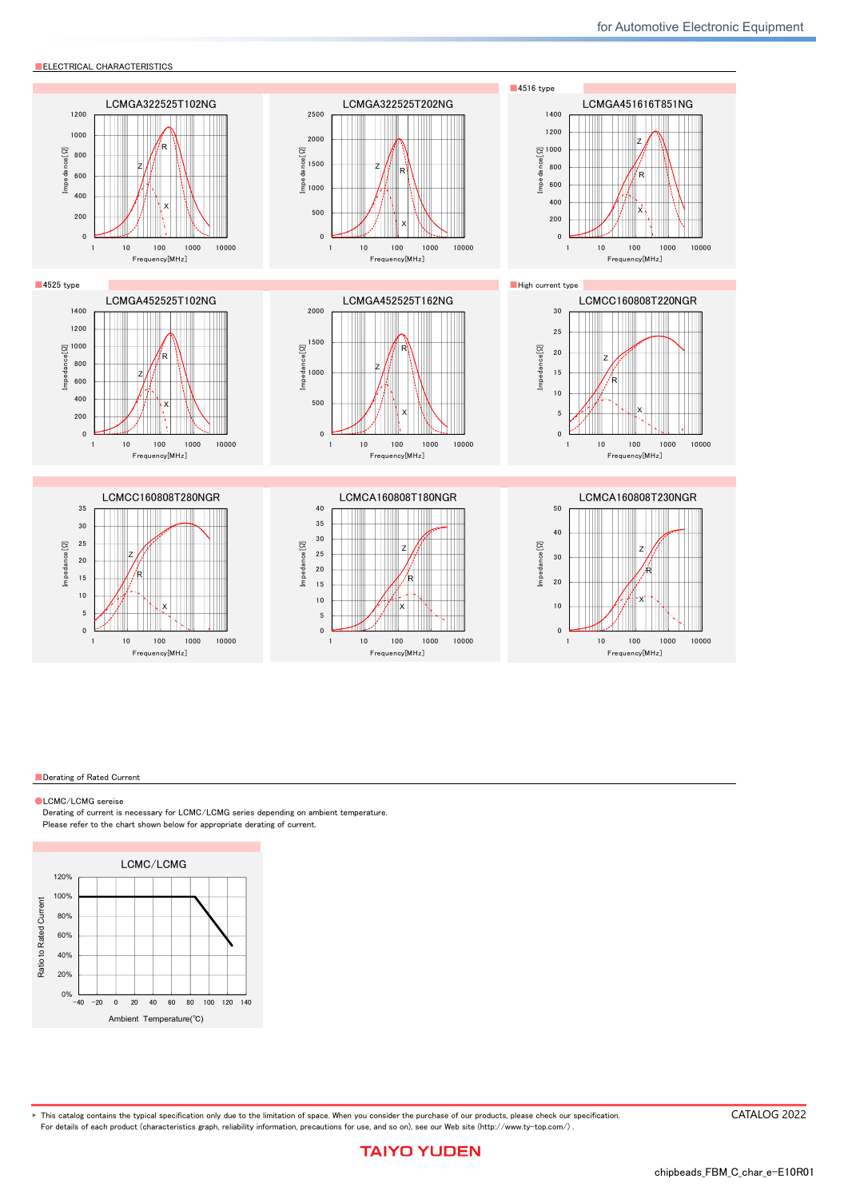## ■ELECTRICAL CHARACTERISTICS

LCMGA322525T102NG

LCMGA322525T202NG

■4516 type

LCMGA451616T851NG

■4525 type

LCMGA452525T102NG

LCMGA452525T162NG

■High current type

LCMCC160808T220NGR

LCMCC160808T280NGR

LCMCA160808T180NGR

LCMCA160808T230NGR

## ■Derating of Rated Current

●LCMC/LCMG sereise

Derating of current is necessary for LCMC/LCMG series depending on ambient temperature.
Please refer to the chart shown below for appropriate derating of current.

LCMC/LCMG

▶ This catalog contains the typical specification only due to the limitation of space. When you consider the purchase of our products, please check our specification.
For details of each product (characteristics graph, reliability information, precautions for use, and so on), see our Web site (http://www.ty-top.com/) .